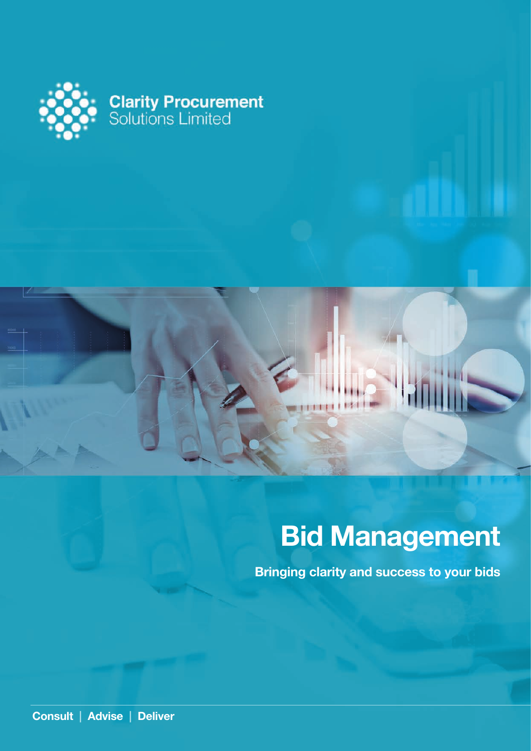Clarity Procurement
Solutions Limited

# Bid Management

**Bringing clarity and success to your bids**

**Consult** | **Advise** | **Deliver**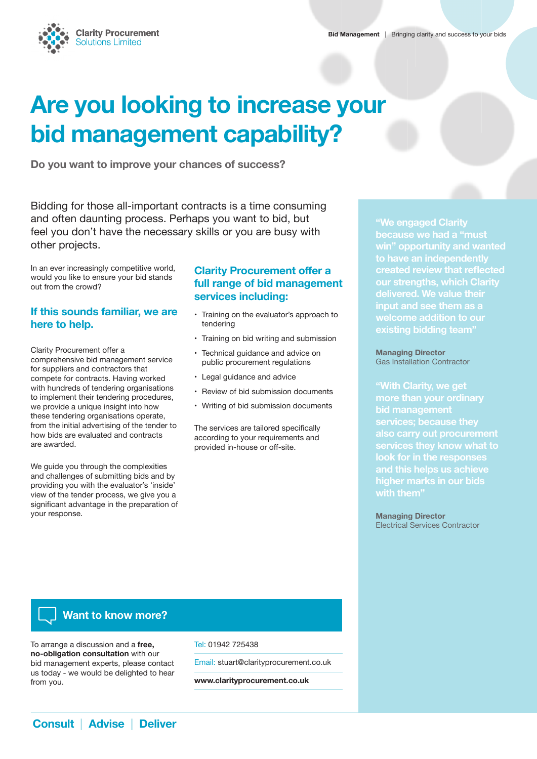Clarity Procurement Solutions Limited

Bid Management | Bringing clarity and success to your bids

# Are you looking to increase your bid management capability?

**Do you want to improve your chances of success?**

Bidding for those all-important contracts is a time consuming and often daunting process. Perhaps you want to bid, but feel you don't have the necessary skills or you are busy with other projects.

In an ever increasingly competitive world, would you like to ensure your bid stands out from the crowd?

## If this sounds familiar, we are here to help.

Clarity Procurement offer a comprehensive bid management service for suppliers and contractors that compete for contracts. Having worked with hundreds of tendering organisations to implement their tendering procedures, we provide a unique insight into how these tendering organisations operate, from the initial advertising of the tender to how bids are evaluated and contracts are awarded.

We guide you through the complexities and challenges of submitting bids and by providing you with the evaluator's 'inside' view of the tender process, we give you a significant advantage in the preparation of your response.

## Clarity Procurement offer a full range of bid management services including:

- Training on the evaluator's approach to tendering
- Training on bid writing and submission
- Technical guidance and advice on public procurement regulations
- Legal guidance and advice
- Review of bid submission documents
- Writing of bid submission documents

The services are tailored specifically according to your requirements and provided in-house or off-site.

"We engaged Clarity because we had a "must win" opportunity and wanted to have an independently created review that reflected our strengths, which Clarity delivered. We value their input and see them as a welcome addition to our existing bidding team"

**Managing Director**
Gas Installation Contractor

"With Clarity, we get more than your ordinary bid management services; because they also carry out procurement services they know what to look for in the responses and this helps us achieve higher marks in our bids with them"

**Managing Director**
Electrical Services Contractor

## Want to know more?

To arrange a discussion and a **free, no-obligation consultation** with our bid management experts, please contact us today - we would be delighted to hear from you.

Tel: 01942 725438

Email: stuart@clarityprocurement.co.uk

**www.clarityprocurement.co.uk**

**Consult | Advise | Deliver**